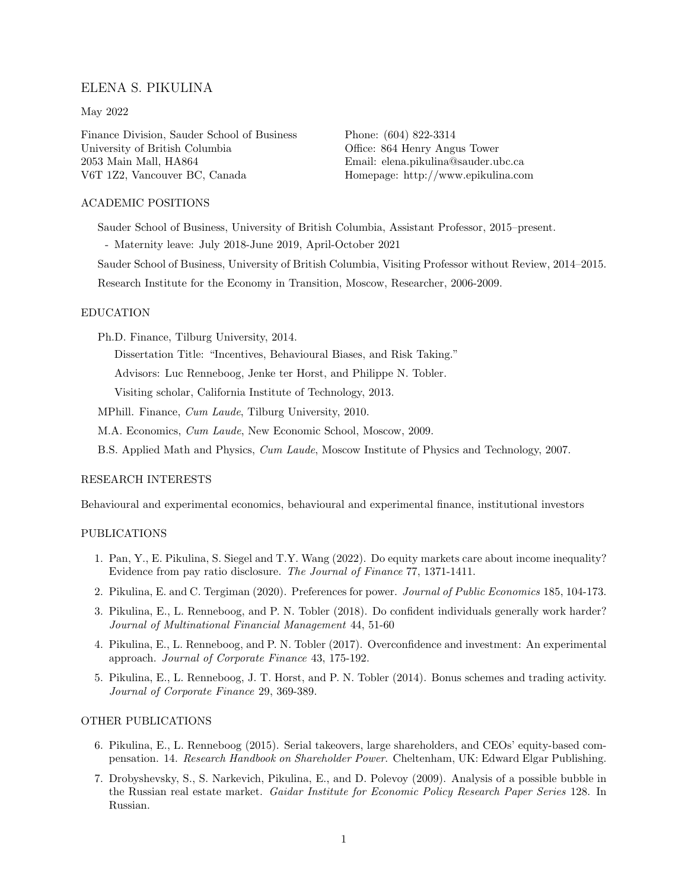# ELENA S. PIKULINA

May 2022

Finance Division, Sauder School of Business
University of British Columbia
2053 Main Mall, HA864
V6T 1Z2, Vancouver BC, Canada

Phone: (604) 822-3314
Office: 864 Henry Angus Tower
Email: elena.pikulina@sauder.ubc.ca
Homepage: http://www.epikulina.com

## ACADEMIC POSITIONS

Sauder School of Business, University of British Columbia, Assistant Professor, 2015–present.

- Maternity leave: July 2018-June 2019, April-October 2021

Sauder School of Business, University of British Columbia, Visiting Professor without Review, 2014–2015.

Research Institute for the Economy in Transition, Moscow, Researcher, 2006-2009.

## EDUCATION

Ph.D. Finance, Tilburg University, 2014.

Dissertation Title: "Incentives, Behavioural Biases, and Risk Taking."

Advisors: Luc Renneboog, Jenke ter Horst, and Philippe N. Tobler.

Visiting scholar, California Institute of Technology, 2013.

MPhill. Finance, *Cum Laude*, Tilburg University, 2010.

M.A. Economics, *Cum Laude*, New Economic School, Moscow, 2009.

B.S. Applied Math and Physics, *Cum Laude*, Moscow Institute of Physics and Technology, 2007.

## RESEARCH INTERESTS

Behavioural and experimental economics, behavioural and experimental finance, institutional investors

## PUBLICATIONS

1. Pan, Y., E. Pikulina, S. Siegel and T.Y. Wang (2022). Do equity markets care about income inequality? Evidence from pay ratio disclosure. *The Journal of Finance* 77, 1371-1411.
2. Pikulina, E. and C. Tergiman (2020). Preferences for power. *Journal of Public Economics* 185, 104-173.
3. Pikulina, E., L. Renneboog, and P. N. Tobler (2018). Do confident individuals generally work harder? *Journal of Multinational Financial Management* 44, 51-60
4. Pikulina, E., L. Renneboog, and P. N. Tobler (2017). Overconfidence and investment: An experimental approach. *Journal of Corporate Finance* 43, 175-192.
5. Pikulina, E., L. Renneboog, J. T. Horst, and P. N. Tobler (2014). Bonus schemes and trading activity. *Journal of Corporate Finance* 29, 369-389.

## OTHER PUBLICATIONS

6. Pikulina, E., L. Renneboog (2015). Serial takeovers, large shareholders, and CEOs' equity-based compensation. 14. *Research Handbook on Shareholder Power.* Cheltenham, UK: Edward Elgar Publishing.
7. Drobyshevsky, S., S. Narkevich, Pikulina, E., and D. Polevoy (2009). Analysis of a possible bubble in the Russian real estate market. *Gaidar Institute for Economic Policy Research Paper Series* 128. In Russian.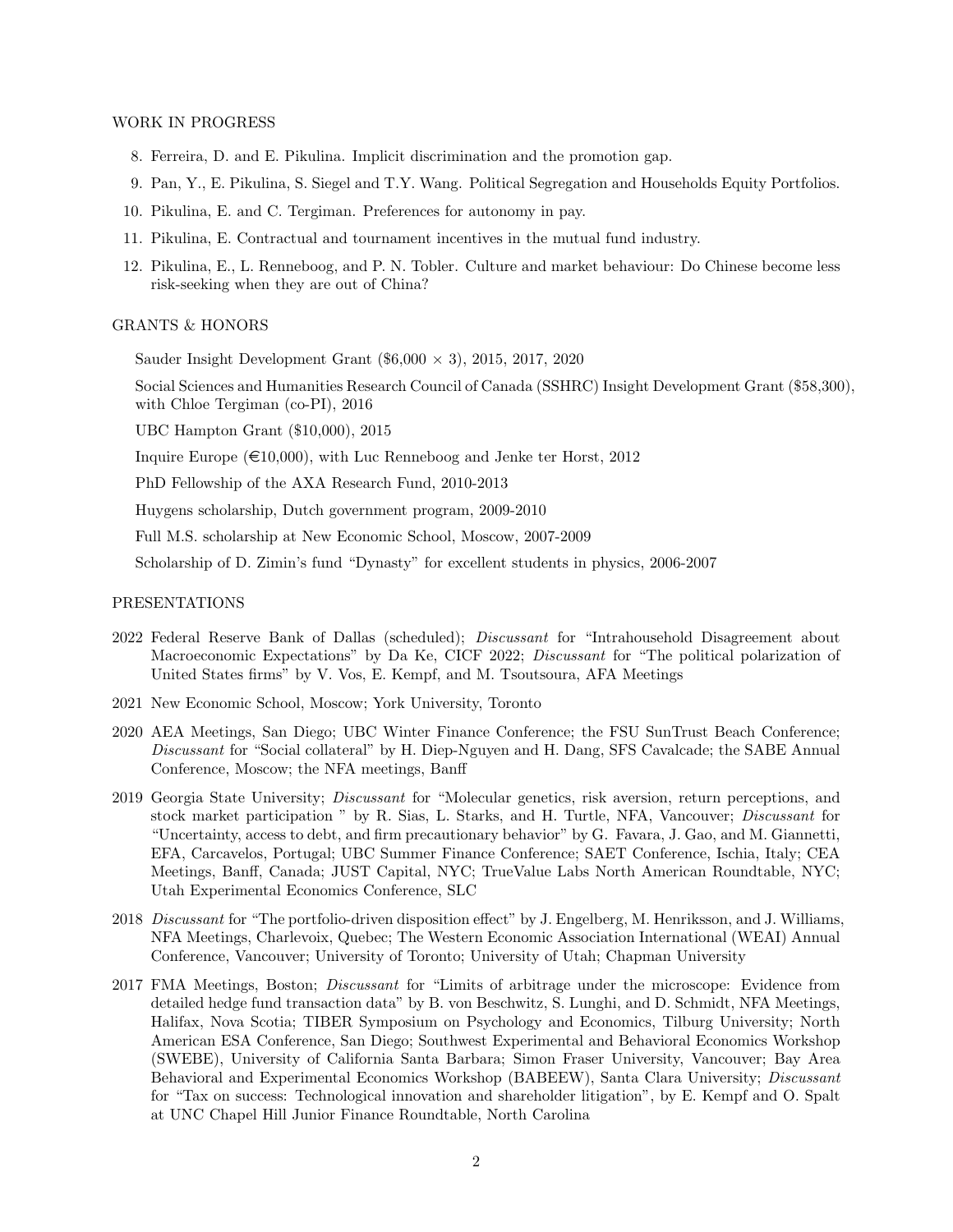## WORK IN PROGRESS

8. Ferreira, D. and E. Pikulina. Implicit discrimination and the promotion gap.
9. Pan, Y., E. Pikulina, S. Siegel and T.Y. Wang. Political Segregation and Households Equity Portfolios.
10. Pikulina, E. and C. Tergiman. Preferences for autonomy in pay.
11. Pikulina, E. Contractual and tournament incentives in the mutual fund industry.
12. Pikulina, E., L. Renneboog, and P. N. Tobler. Culture and market behaviour: Do Chinese become less risk-seeking when they are out of China?

## GRANTS & HONORS

Sauder Insight Development Grant ($6,000 × 3), 2015, 2017, 2020

Social Sciences and Humanities Research Council of Canada (SSHRC) Insight Development Grant ($58,300), with Chloe Tergiman (co-PI), 2016

UBC Hampton Grant ($10,000), 2015

Inquire Europe (€10,000), with Luc Renneboog and Jenke ter Horst, 2012

PhD Fellowship of the AXA Research Fund, 2010-2013

Huygens scholarship, Dutch government program, 2009-2010

Full M.S. scholarship at New Economic School, Moscow, 2007-2009

Scholarship of D. Zimin's fund "Dynasty" for excellent students in physics, 2006-2007

## PRESENTATIONS

2022 Federal Reserve Bank of Dallas (scheduled); *Discussant* for "Intrahousehold Disagreement about Macroeconomic Expectations" by Da Ke, CICF 2022; *Discussant* for "The political polarization of United States firms" by V. Vos, E. Kempf, and M. Tsoutsoura, AFA Meetings

2021 New Economic School, Moscow; York University, Toronto

2020 AEA Meetings, San Diego; UBC Winter Finance Conference; the FSU SunTrust Beach Conference; *Discussant* for "Social collateral" by H. Diep-Nguyen and H. Dang, SFS Cavalcade; the SABE Annual Conference, Moscow; the NFA meetings, Banff

2019 Georgia State University; *Discussant* for "Molecular genetics, risk aversion, return perceptions, and stock market participation " by R. Sias, L. Starks, and H. Turtle, NFA, Vancouver; *Discussant* for "Uncertainty, access to debt, and firm precautionary behavior" by G. Favara, J. Gao, and M. Giannetti, EFA, Carcavelos, Portugal; UBC Summer Finance Conference; SAET Conference, Ischia, Italy; CEA Meetings, Banff, Canada; JUST Capital, NYC; TrueValue Labs North American Roundtable, NYC; Utah Experimental Economics Conference, SLC

2018 *Discussant* for "The portfolio-driven disposition effect" by J. Engelberg, M. Henriksson, and J. Williams, NFA Meetings, Charlevoix, Quebec; The Western Economic Association International (WEAI) Annual Conference, Vancouver; University of Toronto; University of Utah; Chapman University

2017 FMA Meetings, Boston; *Discussant* for "Limits of arbitrage under the microscope: Evidence from detailed hedge fund transaction data" by B. von Beschwitz, S. Lunghi, and D. Schmidt, NFA Meetings, Halifax, Nova Scotia; TIBER Symposium on Psychology and Economics, Tilburg University; North American ESA Conference, San Diego; Southwest Experimental and Behavioral Economics Workshop (SWEBE), University of California Santa Barbara; Simon Fraser University, Vancouver; Bay Area Behavioral and Experimental Economics Workshop (BABEEW), Santa Clara University; *Discussant* for "Tax on success: Technological innovation and shareholder litigation", by E. Kempf and O. Spalt at UNC Chapel Hill Junior Finance Roundtable, North Carolina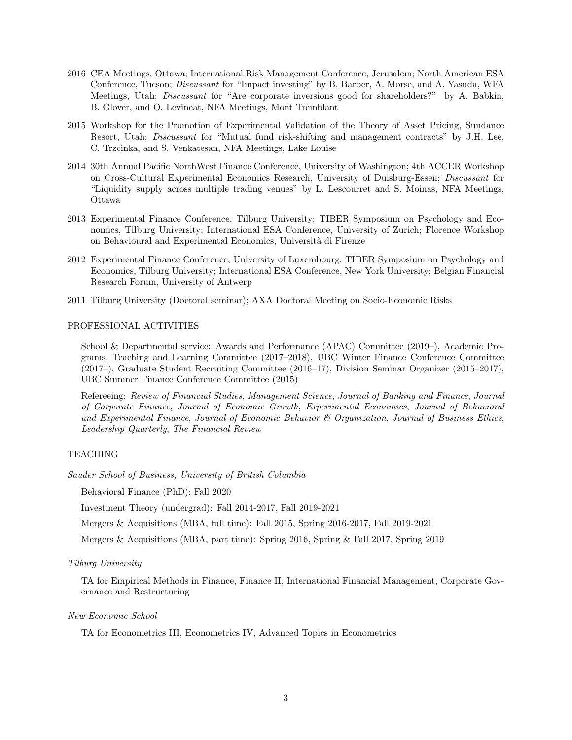2016 CEA Meetings, Ottawa; International Risk Management Conference, Jerusalem; North American ESA Conference, Tucson; *Discussant* for "Impact investing" by B. Barber, A. Morse, and A. Yasuda, WFA Meetings, Utah; *Discussant* for "Are corporate inversions good for shareholders?" by A. Babkin, B. Glover, and O. Levineat, NFA Meetings, Mont Tremblant

2015 Workshop for the Promotion of Experimental Validation of the Theory of Asset Pricing, Sundance Resort, Utah; *Discussant* for "Mutual fund risk-shifting and management contracts" by J.H. Lee, C. Trzcinka, and S. Venkatesan, NFA Meetings, Lake Louise

2014 30th Annual Pacific NorthWest Finance Conference, University of Washington; 4th ACCER Workshop on Cross-Cultural Experimental Economics Research, University of Duisburg-Essen; *Discussant* for "Liquidity supply across multiple trading venues" by L. Lescourret and S. Moinas, NFA Meetings, Ottawa

2013 Experimental Finance Conference, Tilburg University; TIBER Symposium on Psychology and Economics, Tilburg University; International ESA Conference, University of Zurich; Florence Workshop on Behavioural and Experimental Economics, Università di Firenze

2012 Experimental Finance Conference, University of Luxembourg; TIBER Symposium on Psychology and Economics, Tilburg University; International ESA Conference, New York University; Belgian Financial Research Forum, University of Antwerp

2011 Tilburg University (Doctoral seminar); AXA Doctoral Meeting on Socio-Economic Risks

## PROFESSIONAL ACTIVITIES

School & Departmental service: Awards and Performance (APAC) Committee (2019–), Academic Programs, Teaching and Learning Committee (2017–2018), UBC Winter Finance Conference Committee (2017–), Graduate Student Recruiting Committee (2016–17), Division Seminar Organizer (2015–2017), UBC Summer Finance Conference Committee (2015)

Refereeing: *Review of Financial Studies*, *Management Science*, *Journal of Banking and Finance*, *Journal of Corporate Finance*, *Journal of Economic Growth*, *Experimental Economics*, *Journal of Behavioral and Experimental Finance*, *Journal of Economic Behavior & Organization*, *Journal of Business Ethics*, *Leadership Quarterly*, *The Financial Review*

## TEACHING

*Sauder School of Business, University of British Columbia*

Behavioral Finance (PhD): Fall 2020

Investment Theory (undergrad): Fall 2014-2017, Fall 2019-2021

Mergers & Acquisitions (MBA, full time): Fall 2015, Spring 2016-2017, Fall 2019-2021

Mergers & Acquisitions (MBA, part time): Spring 2016, Spring & Fall 2017, Spring 2019

*Tilburg University*

TA for Empirical Methods in Finance, Finance II, International Financial Management, Corporate Governance and Restructuring

*New Economic School*

TA for Econometrics III, Econometrics IV, Advanced Topics in Econometrics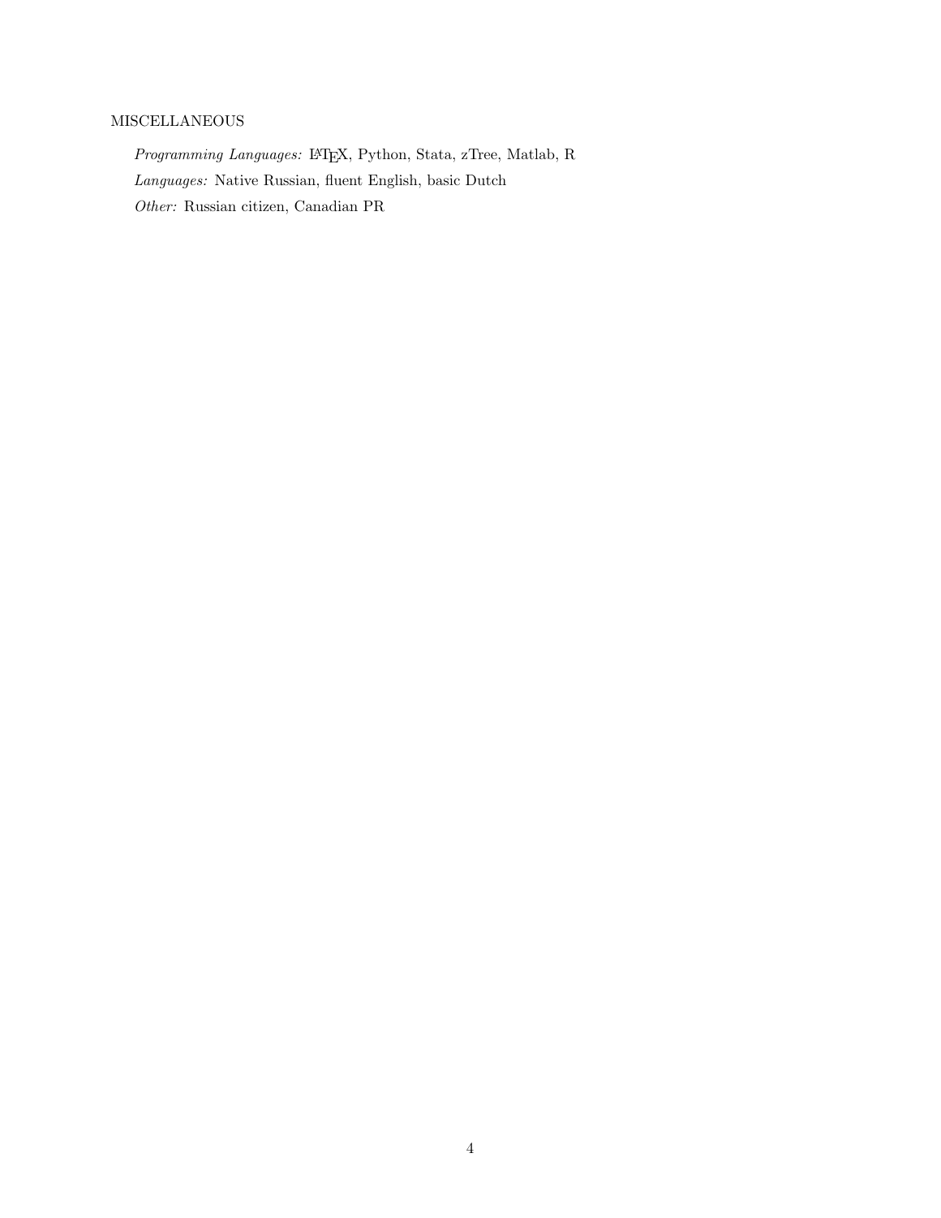## MISCELLANEOUS

*Programming Languages:* LaTeX, Python, Stata, zTree, Matlab, R

*Languages:* Native Russian, fluent English, basic Dutch

*Other:* Russian citizen, Canadian PR